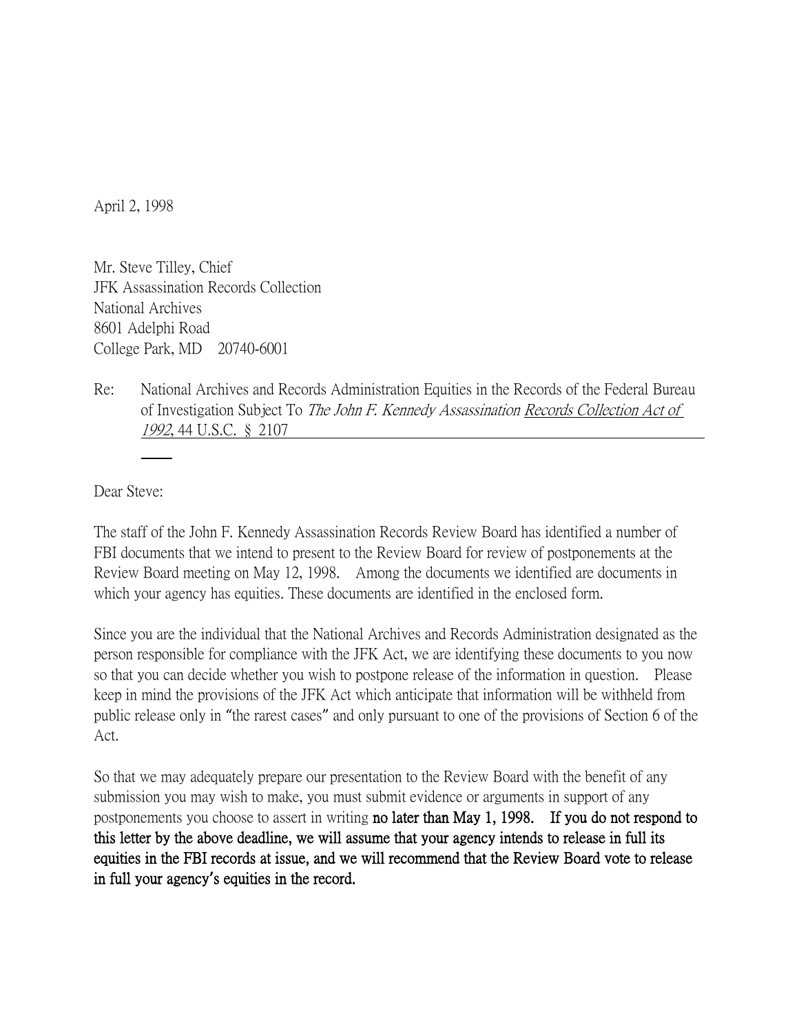April 2, 1998

Mr. Steve Tilley, Chief
JFK Assassination Records Collection
National Archives
8601 Adelphi Road
College Park, MD 20740-6001

Re: National Archives and Records Administration Equities in the Records of the Federal Bureau of Investigation Subject To *The John F. Kennedy Assassination Records Collection Act of 1992*, 44 U.S.C. § 2107

Dear Steve:

The staff of the John F. Kennedy Assassination Records Review Board has identified a number of FBI documents that we intend to present to the Review Board for review of postponements at the Review Board meeting on May 12, 1998. Among the documents we identified are documents in which your agency has equities. These documents are identified in the enclosed form.

Since you are the individual that the National Archives and Records Administration designated as the person responsible for compliance with the JFK Act, we are identifying these documents to you now so that you can decide whether you wish to postpone release of the information in question. Please keep in mind the provisions of the JFK Act which anticipate that information will be withheld from public release only in "the rarest cases" and only pursuant to one of the provisions of Section 6 of the Act.

So that we may adequately prepare our presentation to the Review Board with the benefit of any submission you may wish to make, you must submit evidence or arguments in support of any postponements you choose to assert in writing **no later than May 1, 1998. If you do not respond to this letter by the above deadline, we will assume that your agency intends to release in full its equities in the FBI records at issue, and we will recommend that the Review Board vote to release in full your agency's equities in the record.**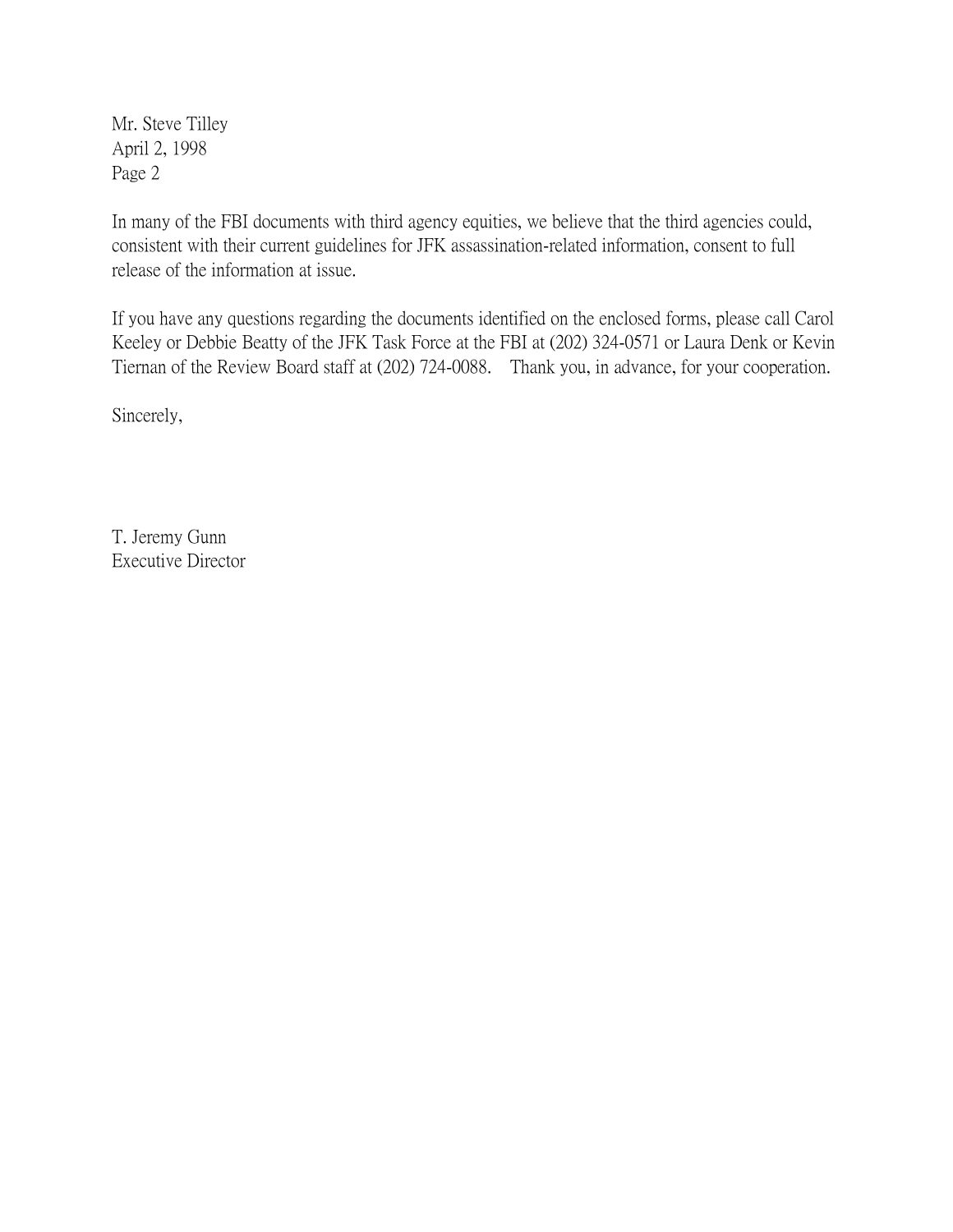Mr. Steve Tilley
April 2, 1998
Page 2

In many of the FBI documents with third agency equities, we believe that the third agencies could, consistent with their current guidelines for JFK assassination-related information, consent to full release of the information at issue.

If you have any questions regarding the documents identified on the enclosed forms, please call Carol Keeley or Debbie Beatty of the JFK Task Force at the FBI at (202) 324-0571 or Laura Denk or Kevin Tiernan of the Review Board staff at (202) 724-0088. Thank you, in advance, for your cooperation.

Sincerely,

T. Jeremy Gunn
Executive Director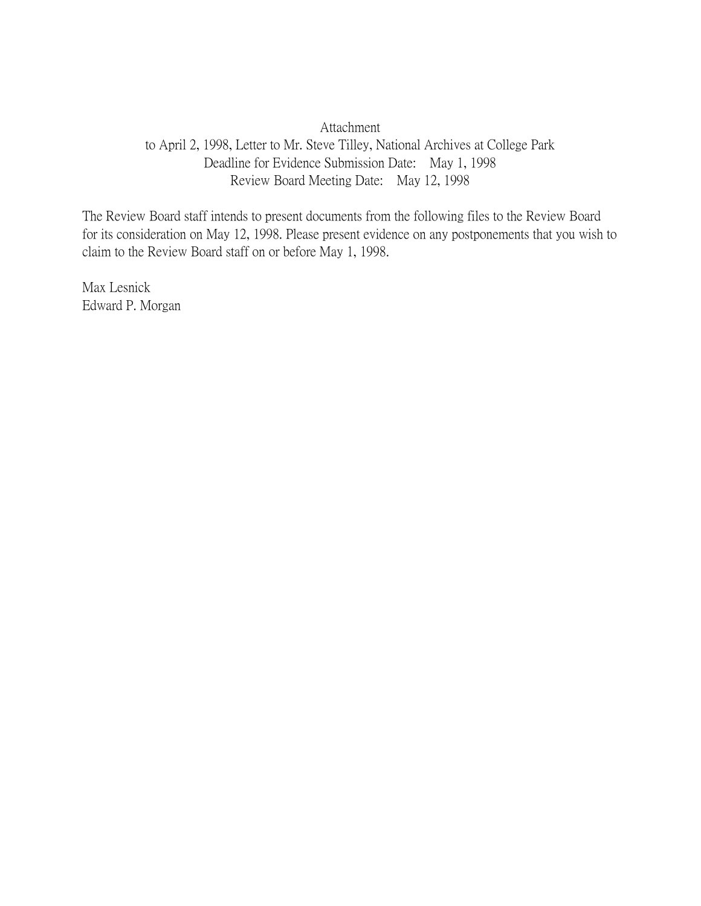Attachment
to April 2, 1998, Letter to Mr. Steve Tilley, National Archives at College Park
Deadline for Evidence Submission Date: May 1, 1998
Review Board Meeting Date: May 12, 1998

The Review Board staff intends to present documents from the following files to the Review Board for its consideration on May 12, 1998. Please present evidence on any postponements that you wish to claim to the Review Board staff on or before May 1, 1998.

Max Lesnick
Edward P. Morgan